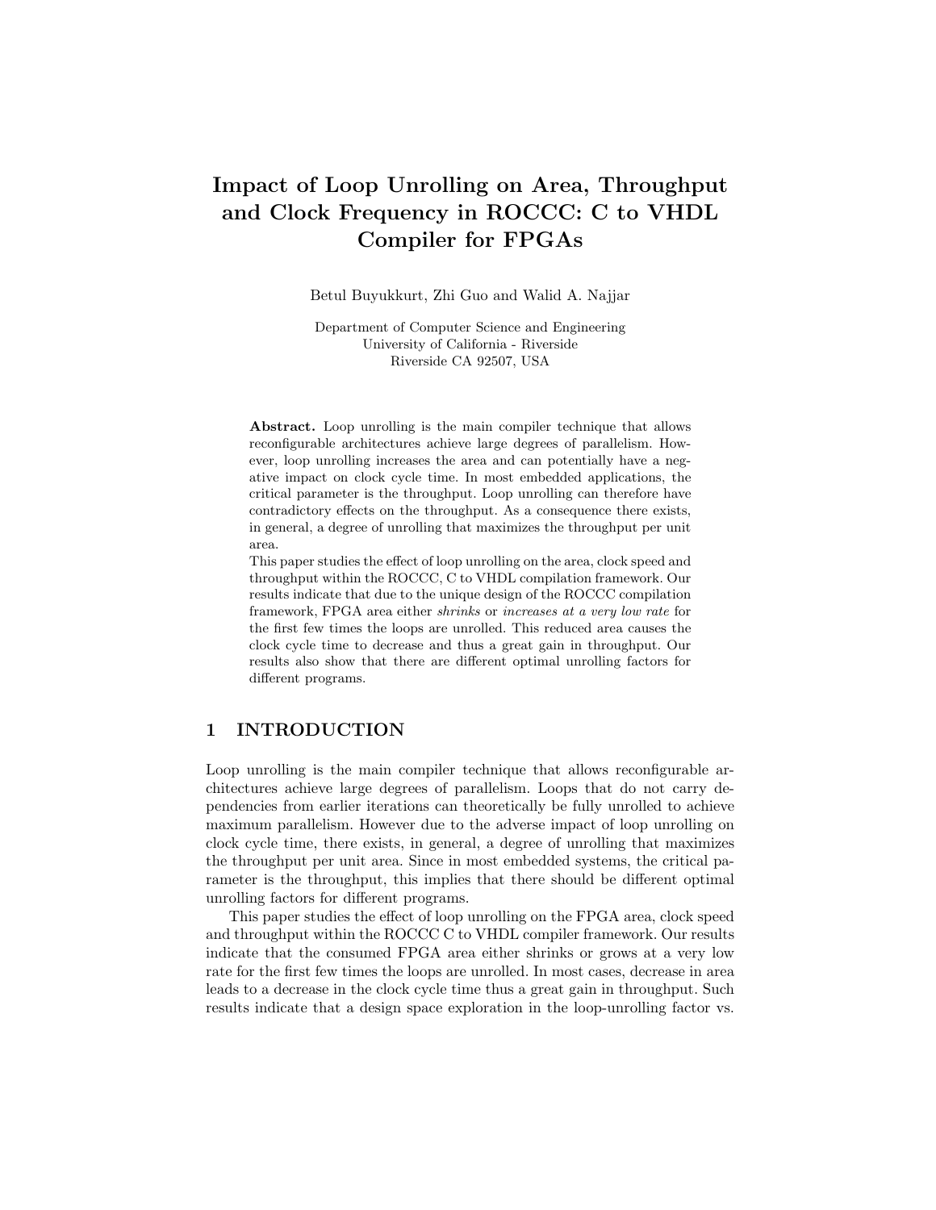# Impact of Loop Unrolling on Area, Throughput and Clock Frequency in ROCCC: C to VHDL Compiler for FPGAs

Betul Buyukkurt, Zhi Guo and Walid A. Najjar

Department of Computer Science and Engineering
University of California - Riverside
Riverside CA 92507, USA

**Abstract.** Loop unrolling is the main compiler technique that allows reconfigurable architectures achieve large degrees of parallelism. However, loop unrolling increases the area and can potentially have a negative impact on clock cycle time. In most embedded applications, the critical parameter is the throughput. Loop unrolling can therefore have contradictory effects on the throughput. As a consequence there exists, in general, a degree of unrolling that maximizes the throughput per unit area.

This paper studies the effect of loop unrolling on the area, clock speed and throughput within the ROCCC, C to VHDL compilation framework. Our results indicate that due to the unique design of the ROCCC compilation framework, FPGA area either *shrinks* or *increases at a very low rate* for the first few times the loops are unrolled. This reduced area causes the clock cycle time to decrease and thus a great gain in throughput. Our results also show that there are different optimal unrolling factors for different programs.

## 1 INTRODUCTION

Loop unrolling is the main compiler technique that allows reconfigurable architectures achieve large degrees of parallelism. Loops that do not carry dependencies from earlier iterations can theoretically be fully unrolled to achieve maximum parallelism. However due to the adverse impact of loop unrolling on clock cycle time, there exists, in general, a degree of unrolling that maximizes the throughput per unit area. Since in most embedded systems, the critical parameter is the throughput, this implies that there should be different optimal unrolling factors for different programs.

This paper studies the effect of loop unrolling on the FPGA area, clock speed and throughput within the ROCCC C to VHDL compiler framework. Our results indicate that the consumed FPGA area either shrinks or grows at a very low rate for the first few times the loops are unrolled. In most cases, decrease in area leads to a decrease in the clock cycle time thus a great gain in throughput. Such results indicate that a design space exploration in the loop-unrolling factor vs.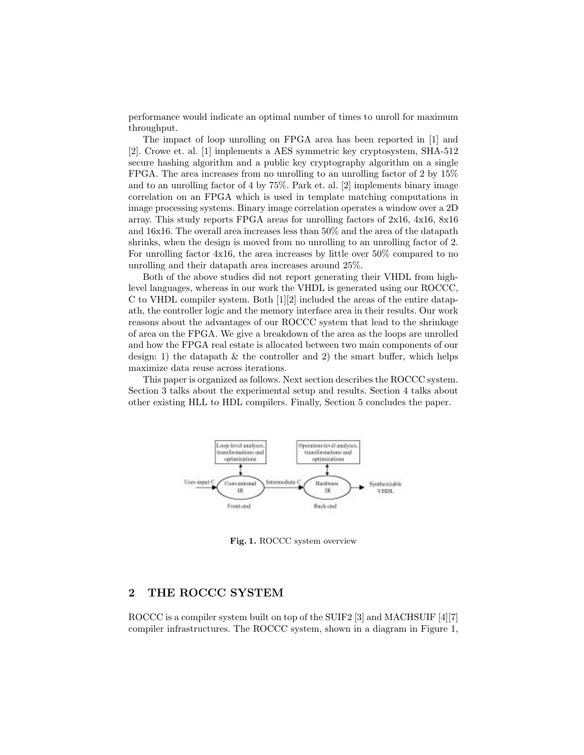performance would indicate an optimal number of times to unroll for maximum throughput.

The impact of loop unrolling on FPGA area has been reported in [1] and [2]. Crowe et. al. [1] implements a AES symmetric key cryptosystem, SHA-512 secure hashing algorithm and a public key cryptography algorithm on a single FPGA. The area increases from no unrolling to an unrolling factor of 2 by 15% and to an unrolling factor of 4 by 75%. Park et. al. [2] implements binary image correlation on an FPGA which is used in template matching computations in image processing systems. Binary image correlation operates a window over a 2D array. This study reports FPGA areas for unrolling factors of 2x16, 4x16, 8x16 and 16x16. The overall area increases less than 50% and the area of the datapath shrinks, when the design is moved from no unrolling to an unrolling factor of 2. For unrolling factor 4x16, the area increases by little over 50% compared to no unrolling and their datapath area increases around 25%.

Both of the above studies did not report generating their VHDL from high-level languages, whereas in our work the VHDL is generated using our ROCCC, C to VHDL compiler system. Both [1][2] included the areas of the entire datapath, the controller logic and the memory interface area in their results. Our work reasons about the advantages of our ROCCC system that lead to the shrinkage of area on the FPGA. We give a breakdown of the area as the loops are unrolled and how the FPGA real estate is allocated between two main components of our design: 1) the datapath & the controller and 2) the smart buffer, which helps maximize data reuse across iterations.

This paper is organized as follows. Next section describes the ROCCC system. Section 3 talks about the experimental setup and results. Section 4 talks about other existing HLL to HDL compilers. Finally, Section 5 concludes the paper.

**Fig. 1.** ROCCC system overview

## 2 THE ROCCC SYSTEM

ROCCC is a compiler system built on top of the SUIF2 [3] and MACHSUIF [4][7] compiler infrastructures. The ROCCC system, shown in a diagram in Figure 1,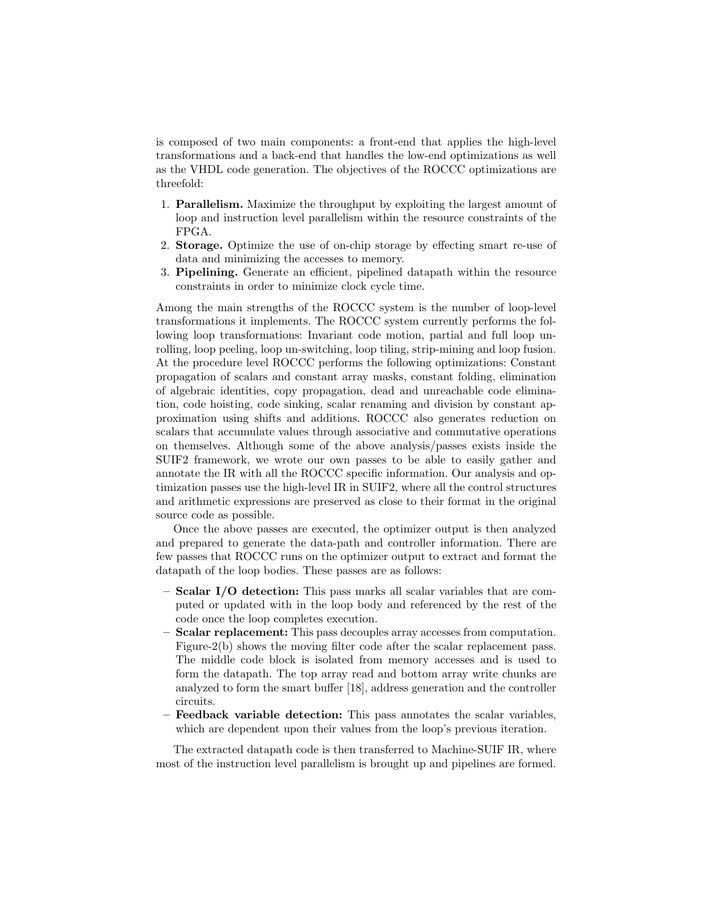is composed of two main components: a front-end that applies the high-level transformations and a back-end that handles the low-end optimizations as well as the VHDL code generation. The objectives of the ROCCC optimizations are threefold:

1. **Parallelism.** Maximize the throughput by exploiting the largest amount of loop and instruction level parallelism within the resource constraints of the FPGA.
2. **Storage.** Optimize the use of on-chip storage by effecting smart re-use of data and minimizing the accesses to memory.
3. **Pipelining.** Generate an efficient, pipelined datapath within the resource constraints in order to minimize clock cycle time.

Among the main strengths of the ROCCC system is the number of loop-level transformations it implements. The ROCCC system currently performs the following loop transformations: Invariant code motion, partial and full loop unrolling, loop peeling, loop un-switching, loop tiling, strip-mining and loop fusion. At the procedure level ROCCC performs the following optimizations: Constant propagation of scalars and constant array masks, constant folding, elimination of algebraic identities, copy propagation, dead and unreachable code elimination, code hoisting, code sinking, scalar renaming and division by constant approximation using shifts and additions. ROCCC also generates reduction on scalars that accumulate values through associative and commutative operations on themselves. Although some of the above analysis/passes exists inside the SUIF2 framework, we wrote our own passes to be able to easily gather and annotate the IR with all the ROCCC specific information. Our analysis and optimization passes use the high-level IR in SUIF2, where all the control structures and arithmetic expressions are preserved as close to their format in the original source code as possible.

Once the above passes are executed, the optimizer output is then analyzed and prepared to generate the data-path and controller information. There are few passes that ROCCC runs on the optimizer output to extract and format the datapath of the loop bodies. These passes are as follows:

- **Scalar I/O detection:** This pass marks all scalar variables that are computed or updated with in the loop body and referenced by the rest of the code once the loop completes execution.
- **Scalar replacement:** This pass decouples array accesses from computation. Figure-2(b) shows the moving filter code after the scalar replacement pass. The middle code block is isolated from memory accesses and is used to form the datapath. The top array read and bottom array write chunks are analyzed to form the smart buffer [18], address generation and the controller circuits.
- **Feedback variable detection:** This pass annotates the scalar variables, which are dependent upon their values from the loop's previous iteration.

The extracted datapath code is then transferred to Machine-SUIF IR, where most of the instruction level parallelism is brought up and pipelines are formed.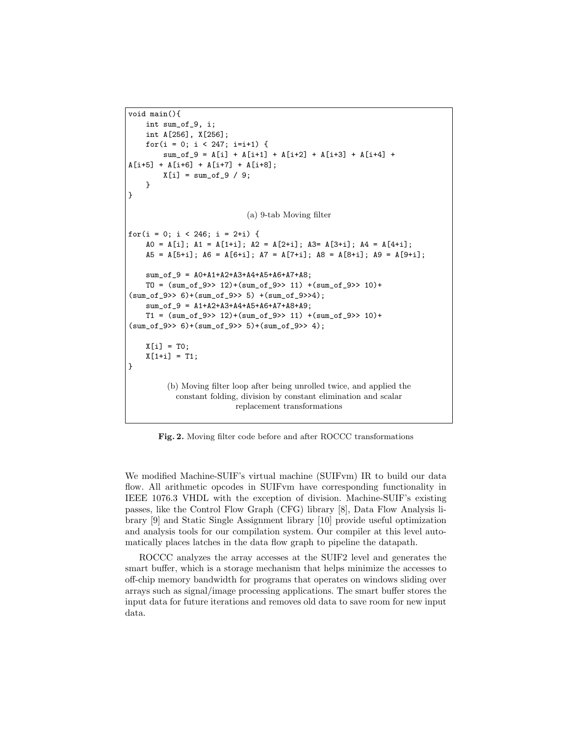```
void main(){
    int sum_of_9, i;
    int A[256], X[256];
    for(i = 0; i < 247; i=i+1) {
        sum_of_9 = A[i] + A[i+1] + A[i+2] + A[i+3] + A[i+4] +
A[i+5] + A[i+6] + A[i+7] + A[i+8];
        X[i] = sum_of_9 / 9;
    }
}
```

(a) 9-tab Moving filter

```
for(i = 0; i < 246; i = 2+i) {
    A0 = A[i]; A1 = A[1+i]; A2 = A[2+i]; A3= A[3+i]; A4 = A[4+i];
    A5 = A[5+i]; A6 = A[6+i]; A7 = A[7+i]; A8 = A[8+i]; A9 = A[9+i];

    sum_of_9 = A0+A1+A2+A3+A4+A5+A6+A7+A8;
    T0 = (sum_of_9>> 12)+(sum_of_9>> 11) +(sum_of_9>> 10)+
(sum_of_9>> 6)+(sum_of_9>> 5) +(sum_of_9>>4);
    sum_of_9 = A1+A2+A3+A4+A5+A6+A7+A8+A9;
    T1 = (sum_of_9>> 12)+(sum_of_9>> 11) +(sum_of_9>> 10)+
(sum_of_9>> 6)+(sum_of_9>> 5)+(sum_of_9>> 4);

    X[i] = T0;
    X[1+i] = T1;
}
```

(b) Moving filter loop after being unrolled twice, and applied the constant folding, division by constant elimination and scalar replacement transformations

**Fig. 2.** Moving filter code before and after ROCCC transformations

We modified Machine-SUIF's virtual machine (SUIFvm) IR to build our data flow. All arithmetic opcodes in SUIFvm have corresponding functionality in IEEE 1076.3 VHDL with the exception of division. Machine-SUIF's existing passes, like the Control Flow Graph (CFG) library [8], Data Flow Analysis library [9] and Static Single Assignment library [10] provide useful optimization and analysis tools for our compilation system. Our compiler at this level automatically places latches in the data flow graph to pipeline the datapath.

ROCCC analyzes the array accesses at the SUIF2 level and generates the smart buffer, which is a storage mechanism that helps minimize the accesses to off-chip memory bandwidth for programs that operates on windows sliding over arrays such as signal/image processing applications. The smart buffer stores the input data for future iterations and removes old data to save room for new input data.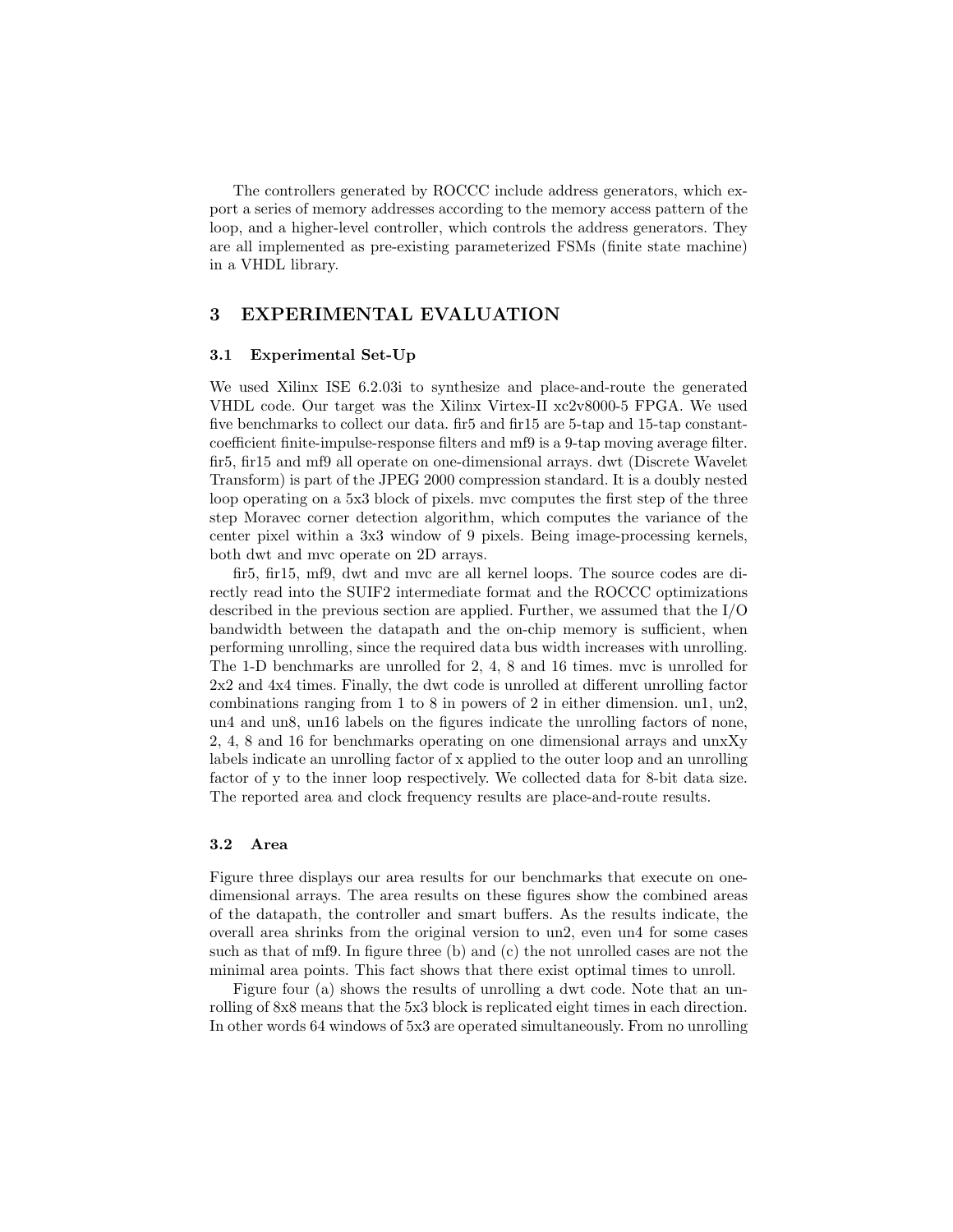The controllers generated by ROCCC include address generators, which export a series of memory addresses according to the memory access pattern of the loop, and a higher-level controller, which controls the address generators. They are all implemented as pre-existing parameterized FSMs (finite state machine) in a VHDL library.

## 3 EXPERIMENTAL EVALUATION

### 3.1 Experimental Set-Up

We used Xilinx ISE 6.2.03i to synthesize and place-and-route the generated VHDL code. Our target was the Xilinx Virtex-II xc2v8000-5 FPGA. We used five benchmarks to collect our data. fir5 and fir15 are 5-tap and 15-tap constant-coefficient finite-impulse-response filters and mf9 is a 9-tap moving average filter. fir5, fir15 and mf9 all operate on one-dimensional arrays. dwt (Discrete Wavelet Transform) is part of the JPEG 2000 compression standard. It is a doubly nested loop operating on a 5x3 block of pixels. mvc computes the first step of the three step Moravec corner detection algorithm, which computes the variance of the center pixel within a 3x3 window of 9 pixels. Being image-processing kernels, both dwt and mvc operate on 2D arrays.

fir5, fir15, mf9, dwt and mvc are all kernel loops. The source codes are directly read into the SUIF2 intermediate format and the ROCCC optimizations described in the previous section are applied. Further, we assumed that the I/O bandwidth between the datapath and the on-chip memory is sufficient, when performing unrolling, since the required data bus width increases with unrolling. The 1-D benchmarks are unrolled for 2, 4, 8 and 16 times. mvc is unrolled for 2x2 and 4x4 times. Finally, the dwt code is unrolled at different unrolling factor combinations ranging from 1 to 8 in powers of 2 in either dimension. un1, un2, un4 and un8, un16 labels on the figures indicate the unrolling factors of none, 2, 4, 8 and 16 for benchmarks operating on one dimensional arrays and unxXy labels indicate an unrolling factor of x applied to the outer loop and an unrolling factor of y to the inner loop respectively. We collected data for 8-bit data size. The reported area and clock frequency results are place-and-route results.

### 3.2 Area

Figure three displays our area results for our benchmarks that execute on one-dimensional arrays. The area results on these figures show the combined areas of the datapath, the controller and smart buffers. As the results indicate, the overall area shrinks from the original version to un2, even un4 for some cases such as that of mf9. In figure three (b) and (c) the not unrolled cases are not the minimal area points. This fact shows that there exist optimal times to unroll.

Figure four (a) shows the results of unrolling a dwt code. Note that an unrolling of 8x8 means that the 5x3 block is replicated eight times in each direction. In other words 64 windows of 5x3 are operated simultaneously. From no unrolling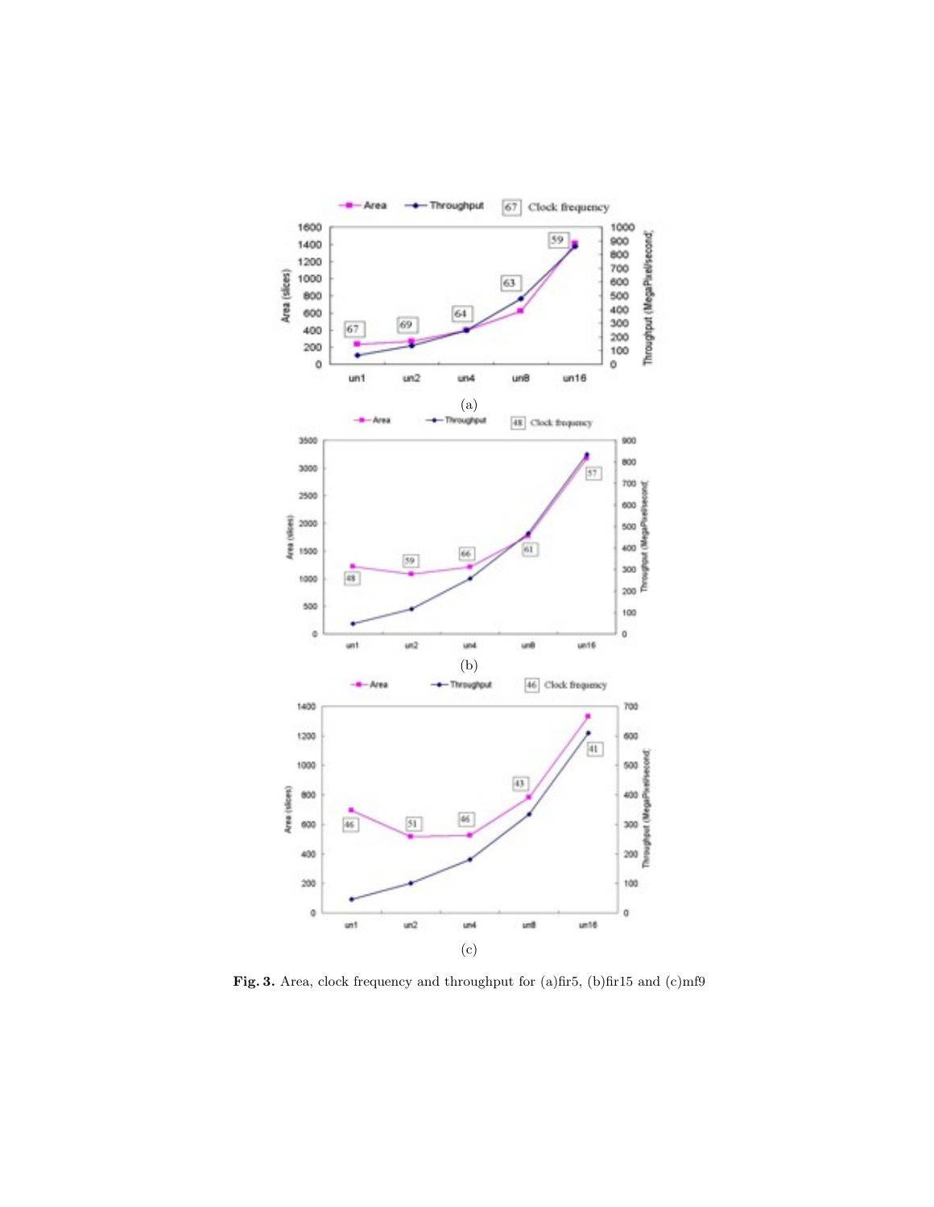**Fig. 3.** Area, clock frequency and throughput for (a)fir5, (b)fir15 and (c)mf9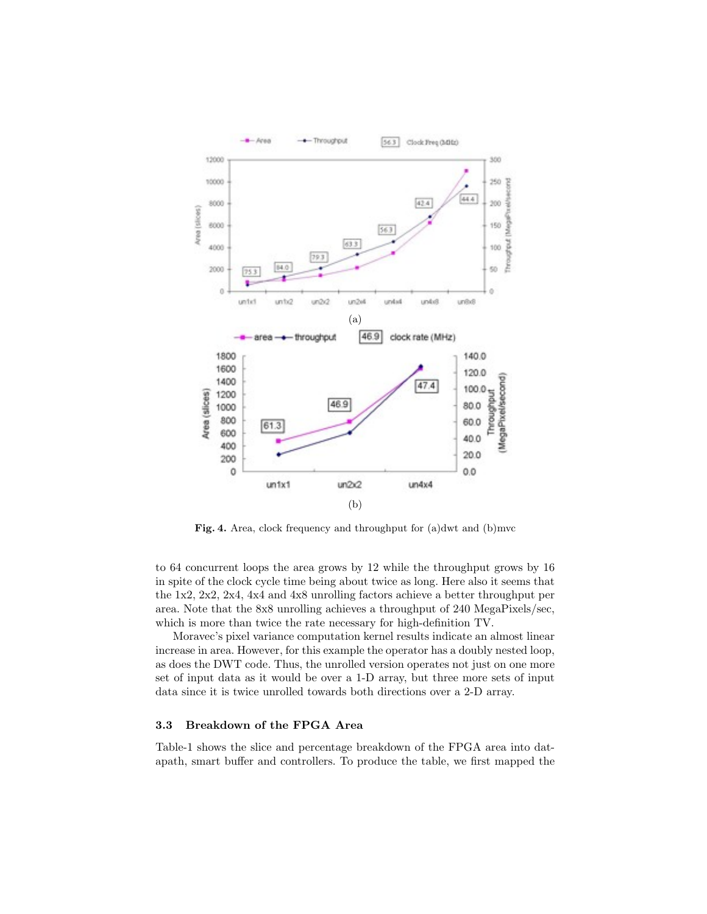(a)

(b)

**Fig. 4.** Area, clock frequency and throughput for (a)dwt and (b)mvc

to 64 concurrent loops the area grows by 12 while the throughput grows by 16 in spite of the clock cycle time being about twice as long. Here also it seems that the 1x2, 2x2, 2x4, 4x4 and 4x8 unrolling factors achieve a better throughput per area. Note that the 8x8 unrolling achieves a throughput of 240 MegaPixels/sec, which is more than twice the rate necessary for high-definition TV.

Moravec's pixel variance computation kernel results indicate an almost linear increase in area. However, for this example the operator has a doubly nested loop, as does the DWT code. Thus, the unrolled version operates not just on one more set of input data as it would be over a 1-D array, but three more sets of input data since it is twice unrolled towards both directions over a 2-D array.

### 3.3 Breakdown of the FPGA Area

Table-1 shows the slice and percentage breakdown of the FPGA area into datapath, smart buffer and controllers. To produce the table, we first mapped the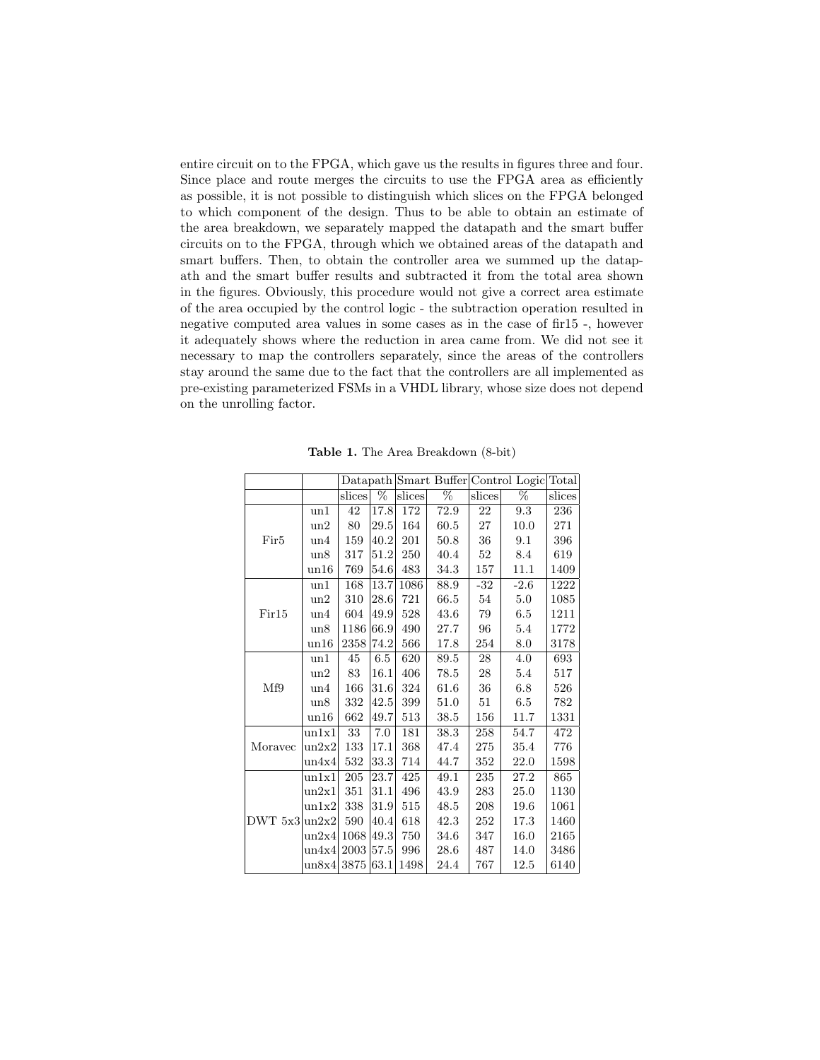entire circuit on to the FPGA, which gave us the results in figures three and four. Since place and route merges the circuits to use the FPGA area as efficiently as possible, it is not possible to distinguish which slices on the FPGA belonged to which component of the design. Thus to be able to obtain an estimate of the area breakdown, we separately mapped the datapath and the smart buffer circuits on to the FPGA, through which we obtained areas of the datapath and smart buffers. Then, to obtain the controller area we summed up the datapath and the smart buffer results and subtracted it from the total area shown in the figures. Obviously, this procedure would not give a correct area estimate of the area occupied by the control logic - the subtraction operation resulted in negative computed area values in some cases as in the case of fir15 -, however it adequately shows where the reduction in area came from. We did not see it necessary to map the controllers separately, since the areas of the controllers stay around the same due to the fact that the controllers are all implemented as pre-existing parameterized FSMs in a VHDL library, whose size does not depend on the unrolling factor.

**Table 1.** The Area Breakdown (8-bit)

| | | Datapath | | Smart Buffer | | Control Logic | | Total |
|---|---|---|---|---|---|---|---|---|
| | | slices | % | slices | % | slices | % | slices |
| Fir5 | un1 | 42 | 17.8 | 172 | 72.9 | 22 | 9.3 | 236 |
| | un2 | 80 | 29.5 | 164 | 60.5 | 27 | 10.0 | 271 |
| | un4 | 159 | 40.2 | 201 | 50.8 | 36 | 9.1 | 396 |
| | un8 | 317 | 51.2 | 250 | 40.4 | 52 | 8.4 | 619 |
| | un16 | 769 | 54.6 | 483 | 34.3 | 157 | 11.1 | 1409 |
| Fir15 | un1 | 168 | 13.7 | 1086 | 88.9 | -32 | -2.6 | 1222 |
| | un2 | 310 | 28.6 | 721 | 66.5 | 54 | 5.0 | 1085 |
| | un4 | 604 | 49.9 | 528 | 43.6 | 79 | 6.5 | 1211 |
| | un8 | 1186 | 66.9 | 490 | 27.7 | 96 | 5.4 | 1772 |
| | un16 | 2358 | 74.2 | 566 | 17.8 | 254 | 8.0 | 3178 |
| Mf9 | un1 | 45 | 6.5 | 620 | 89.5 | 28 | 4.0 | 693 |
| | un2 | 83 | 16.1 | 406 | 78.5 | 28 | 5.4 | 517 |
| | un4 | 166 | 31.6 | 324 | 61.6 | 36 | 6.8 | 526 |
| | un8 | 332 | 42.5 | 399 | 51.0 | 51 | 6.5 | 782 |
| | un16 | 662 | 49.7 | 513 | 38.5 | 156 | 11.7 | 1331 |
| Moravec | un1x1 | 33 | 7.0 | 181 | 38.3 | 258 | 54.7 | 472 |
| | un2x2 | 133 | 17.1 | 368 | 47.4 | 275 | 35.4 | 776 |
| | un4x4 | 532 | 33.3 | 714 | 44.7 | 352 | 22.0 | 1598 |
| DWT 5x3 | un1x1 | 205 | 23.7 | 425 | 49.1 | 235 | 27.2 | 865 |
| | un2x1 | 351 | 31.1 | 496 | 43.9 | 283 | 25.0 | 1130 |
| | un1x2 | 338 | 31.9 | 515 | 48.5 | 208 | 19.6 | 1061 |
| | un2x2 | 590 | 40.4 | 618 | 42.3 | 252 | 17.3 | 1460 |
| | un2x4 | 1068 | 49.3 | 750 | 34.6 | 347 | 16.0 | 2165 |
| | un4x4 | 2003 | 57.5 | 996 | 28.6 | 487 | 14.0 | 3486 |
| | un8x4 | 3875 | 63.1 | 1498 | 24.4 | 767 | 12.5 | 6140 |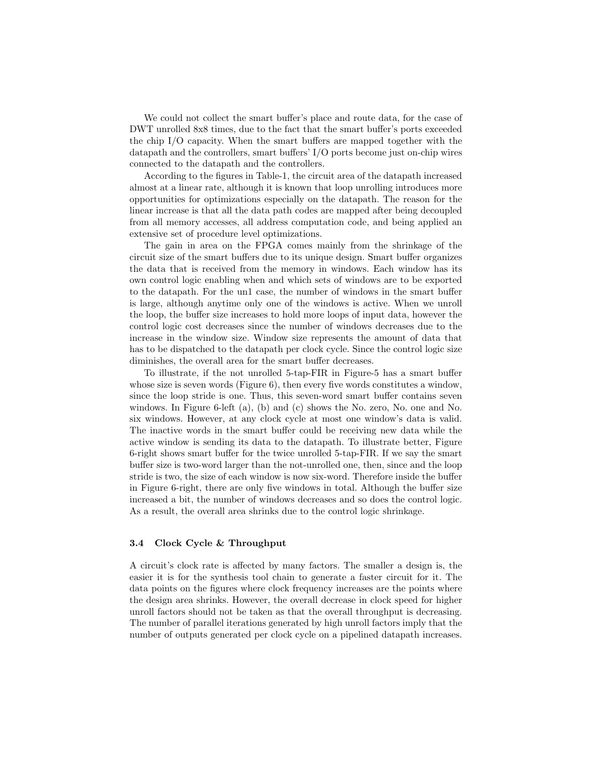We could not collect the smart buffer's place and route data, for the case of DWT unrolled 8x8 times, due to the fact that the smart buffer's ports exceeded the chip I/O capacity. When the smart buffers are mapped together with the datapath and the controllers, smart buffers' I/O ports become just on-chip wires connected to the datapath and the controllers.

According to the figures in Table-1, the circuit area of the datapath increased almost at a linear rate, although it is known that loop unrolling introduces more opportunities for optimizations especially on the datapath. The reason for the linear increase is that all the data path codes are mapped after being decoupled from all memory accesses, all address computation code, and being applied an extensive set of procedure level optimizations.

The gain in area on the FPGA comes mainly from the shrinkage of the circuit size of the smart buffers due to its unique design. Smart buffer organizes the data that is received from the memory in windows. Each window has its own control logic enabling when and which sets of windows are to be exported to the datapath. For the un1 case, the number of windows in the smart buffer is large, although anytime only one of the windows is active. When we unroll the loop, the buffer size increases to hold more loops of input data, however the control logic cost decreases since the number of windows decreases due to the increase in the window size. Window size represents the amount of data that has to be dispatched to the datapath per clock cycle. Since the control logic size diminishes, the overall area for the smart buffer decreases.

To illustrate, if the not unrolled 5-tap-FIR in Figure-5 has a smart buffer whose size is seven words (Figure 6), then every five words constitutes a window, since the loop stride is one. Thus, this seven-word smart buffer contains seven windows. In Figure 6-left (a), (b) and (c) shows the No. zero, No. one and No. six windows. However, at any clock cycle at most one window's data is valid. The inactive words in the smart buffer could be receiving new data while the active window is sending its data to the datapath. To illustrate better, Figure 6-right shows smart buffer for the twice unrolled 5-tap-FIR. If we say the smart buffer size is two-word larger than the not-unrolled one, then, since and the loop stride is two, the size of each window is now six-word. Therefore inside the buffer in Figure 6-right, there are only five windows in total. Although the buffer size increased a bit, the number of windows decreases and so does the control logic. As a result, the overall area shrinks due to the control logic shrinkage.

### 3.4 Clock Cycle & Throughput

A circuit's clock rate is affected by many factors. The smaller a design is, the easier it is for the synthesis tool chain to generate a faster circuit for it. The data points on the figures where clock frequency increases are the points where the design area shrinks. However, the overall decrease in clock speed for higher unroll factors should not be taken as that the overall throughput is decreasing. The number of parallel iterations generated by high unroll factors imply that the number of outputs generated per clock cycle on a pipelined datapath increases.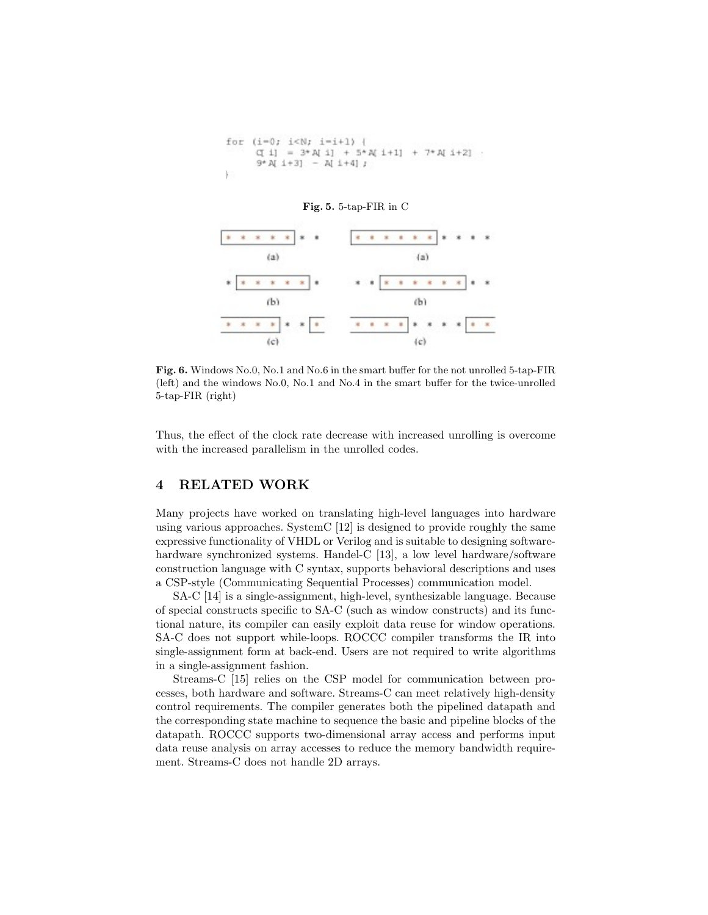```
for (i=0; i<N; i=i+1) {
    C[i] = 3*A[i] + 5*A[i+1] + 7*A[i+2] -
    9*A[i+3] - A[i+4] ;
}
```

**Fig. 5.** 5-tap-FIR in C

**Fig. 6.** Windows No.0, No.1 and No.6 in the smart buffer for the not unrolled 5-tap-FIR (left) and the windows No.0, No.1 and No.4 in the smart buffer for the twice-unrolled 5-tap-FIR (right)

Thus, the effect of the clock rate decrease with increased unrolling is overcome with the increased parallelism in the unrolled codes.

## 4 RELATED WORK

Many projects have worked on translating high-level languages into hardware using various approaches. SystemC [12] is designed to provide roughly the same expressive functionality of VHDL or Verilog and is suitable to designing software-hardware synchronized systems. Handel-C [13], a low level hardware/software construction language with C syntax, supports behavioral descriptions and uses a CSP-style (Communicating Sequential Processes) communication model.

SA-C [14] is a single-assignment, high-level, synthesizable language. Because of special constructs specific to SA-C (such as window constructs) and its functional nature, its compiler can easily exploit data reuse for window operations. SA-C does not support while-loops. ROCCC compiler transforms the IR into single-assignment form at back-end. Users are not required to write algorithms in a single-assignment fashion.

Streams-C [15] relies on the CSP model for communication between processes, both hardware and software. Streams-C can meet relatively high-density control requirements. The compiler generates both the pipelined datapath and the corresponding state machine to sequence the basic and pipeline blocks of the datapath. ROCCC supports two-dimensional array access and performs input data reuse analysis on array accesses to reduce the memory bandwidth requirement. Streams-C does not handle 2D arrays.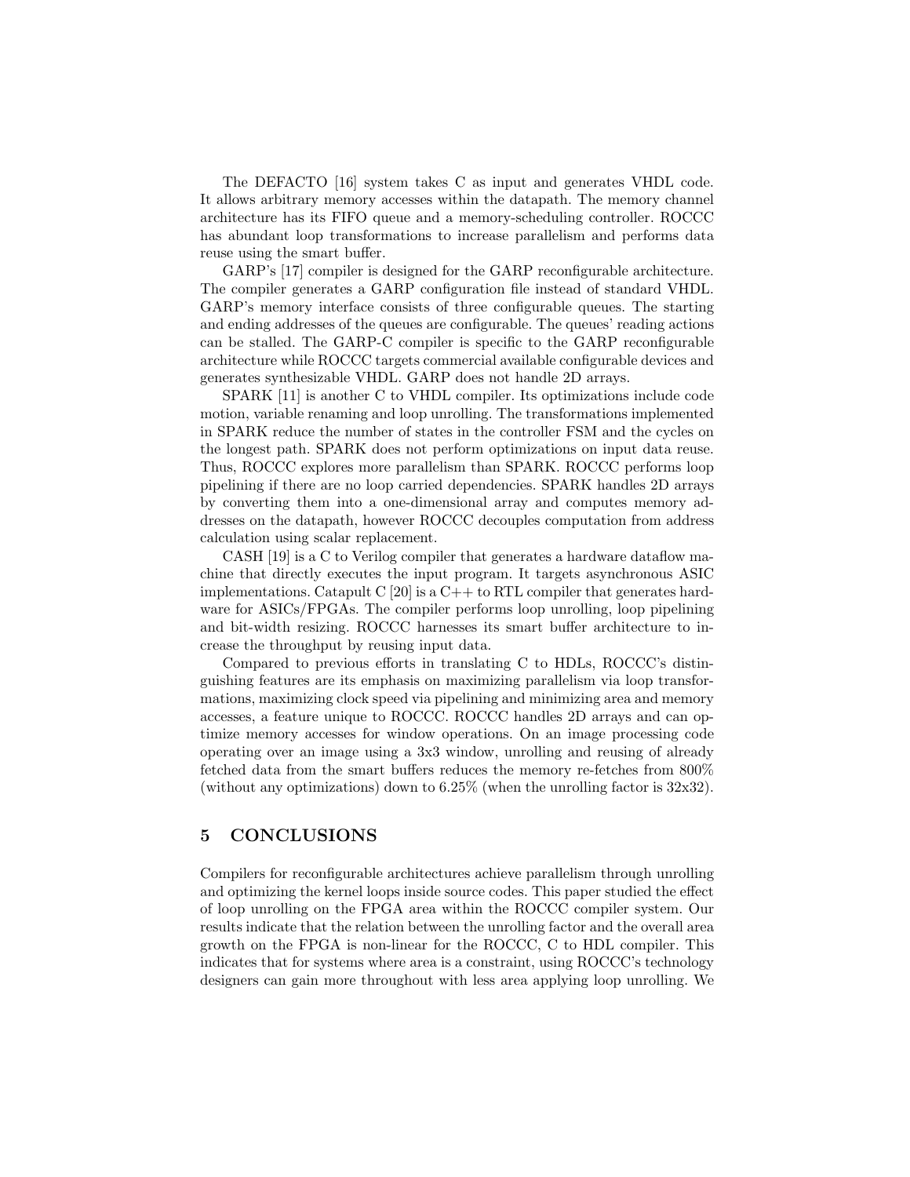The DEFACTO [16] system takes C as input and generates VHDL code. It allows arbitrary memory accesses within the datapath. The memory channel architecture has its FIFO queue and a memory-scheduling controller. ROCCC has abundant loop transformations to increase parallelism and performs data reuse using the smart buffer.

GARP's [17] compiler is designed for the GARP reconfigurable architecture. The compiler generates a GARP configuration file instead of standard VHDL. GARP's memory interface consists of three configurable queues. The starting and ending addresses of the queues are configurable. The queues' reading actions can be stalled. The GARP-C compiler is specific to the GARP reconfigurable architecture while ROCCC targets commercial available configurable devices and generates synthesizable VHDL. GARP does not handle 2D arrays.

SPARK [11] is another C to VHDL compiler. Its optimizations include code motion, variable renaming and loop unrolling. The transformations implemented in SPARK reduce the number of states in the controller FSM and the cycles on the longest path. SPARK does not perform optimizations on input data reuse. Thus, ROCCC explores more parallelism than SPARK. ROCCC performs loop pipelining if there are no loop carried dependencies. SPARK handles 2D arrays by converting them into a one-dimensional array and computes memory addresses on the datapath, however ROCCC decouples computation from address calculation using scalar replacement.

CASH [19] is a C to Verilog compiler that generates a hardware dataflow machine that directly executes the input program. It targets asynchronous ASIC implementations. Catapult C [20] is a C++ to RTL compiler that generates hardware for ASICs/FPGAs. The compiler performs loop unrolling, loop pipelining and bit-width resizing. ROCCC harnesses its smart buffer architecture to increase the throughput by reusing input data.

Compared to previous efforts in translating C to HDLs, ROCCC's distinguishing features are its emphasis on maximizing parallelism via loop transformations, maximizing clock speed via pipelining and minimizing area and memory accesses, a feature unique to ROCCC. ROCCC handles 2D arrays and can optimize memory accesses for window operations. On an image processing code operating over an image using a 3x3 window, unrolling and reusing of already fetched data from the smart buffers reduces the memory re-fetches from 800% (without any optimizations) down to 6.25% (when the unrolling factor is 32x32).

## 5 CONCLUSIONS

Compilers for reconfigurable architectures achieve parallelism through unrolling and optimizing the kernel loops inside source codes. This paper studied the effect of loop unrolling on the FPGA area within the ROCCC compiler system. Our results indicate that the relation between the unrolling factor and the overall area growth on the FPGA is non-linear for the ROCCC, C to HDL compiler. This indicates that for systems where area is a constraint, using ROCCC's technology designers can gain more throughout with less area applying loop unrolling. We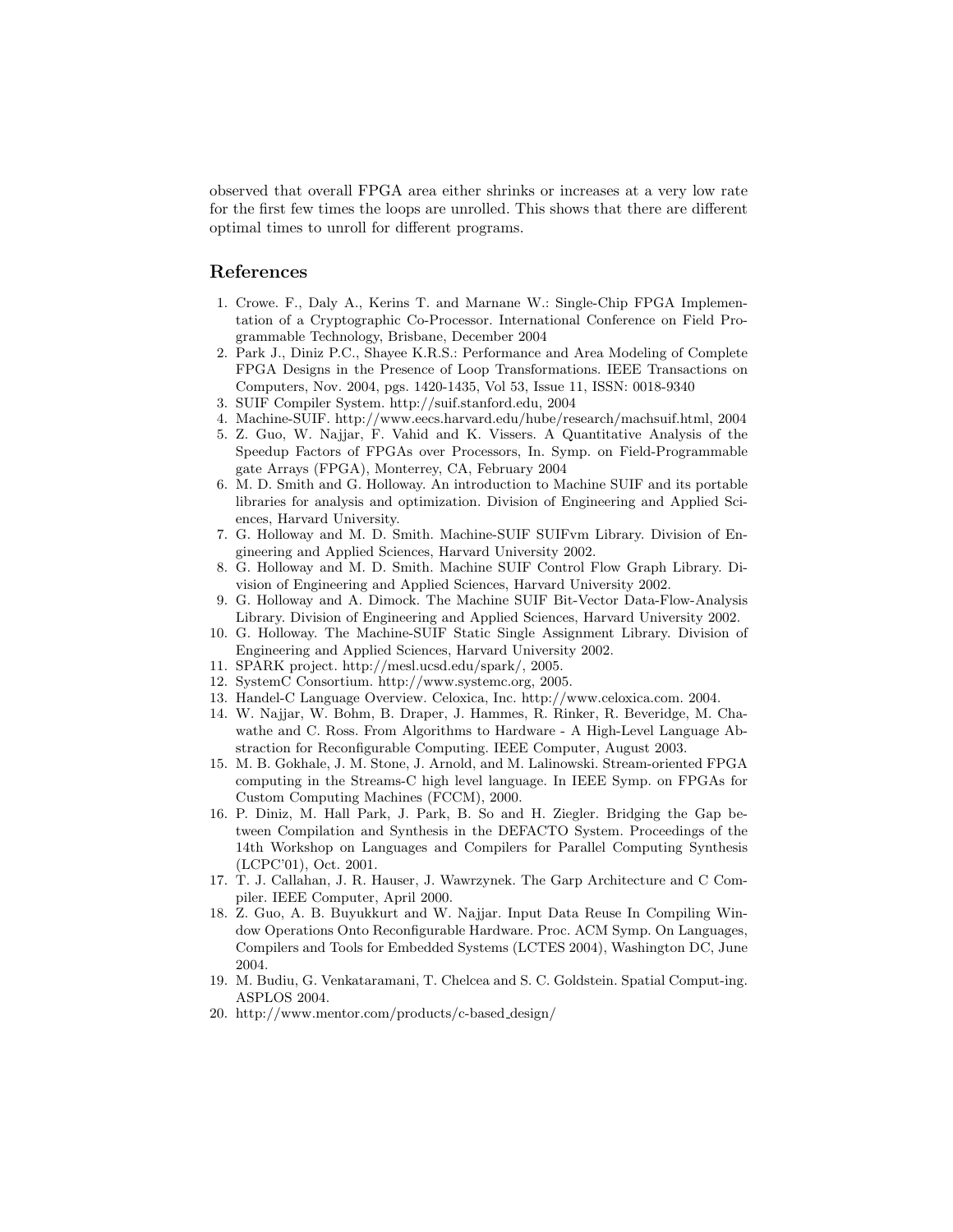observed that overall FPGA area either shrinks or increases at a very low rate for the first few times the loops are unrolled. This shows that there are different optimal times to unroll for different programs.

## References

1. Crowe. F., Daly A., Kerins T. and Marnane W.: Single-Chip FPGA Implementation of a Cryptographic Co-Processor. International Conference on Field Programmable Technology, Brisbane, December 2004
2. Park J., Diniz P.C., Shayee K.R.S.: Performance and Area Modeling of Complete FPGA Designs in the Presence of Loop Transformations. IEEE Transactions on Computers, Nov. 2004, pgs. 1420-1435, Vol 53, Issue 11, ISSN: 0018-9340
3. SUIF Compiler System. http://suif.stanford.edu, 2004
4. Machine-SUIF. http://www.eecs.harvard.edu/hube/research/machsuif.html, 2004
5. Z. Guo, W. Najjar, F. Vahid and K. Vissers. A Quantitative Analysis of the Speedup Factors of FPGAs over Processors, In. Symp. on Field-Programmable gate Arrays (FPGA), Monterrey, CA, February 2004
6. M. D. Smith and G. Holloway. An introduction to Machine SUIF and its portable libraries for analysis and optimization. Division of Engineering and Applied Sciences, Harvard University.
7. G. Holloway and M. D. Smith. Machine-SUIF SUIFvm Library. Division of Engineering and Applied Sciences, Harvard University 2002.
8. G. Holloway and M. D. Smith. Machine SUIF Control Flow Graph Library. Division of Engineering and Applied Sciences, Harvard University 2002.
9. G. Holloway and A. Dimock. The Machine SUIF Bit-Vector Data-Flow-Analysis Library. Division of Engineering and Applied Sciences, Harvard University 2002.
10. G. Holloway. The Machine-SUIF Static Single Assignment Library. Division of Engineering and Applied Sciences, Harvard University 2002.
11. SPARK project. http://mesl.ucsd.edu/spark/, 2005.
12. SystemC Consortium. http://www.systemc.org, 2005.
13. Handel-C Language Overview. Celoxica, Inc. http://www.celoxica.com. 2004.
14. W. Najjar, W. Bohm, B. Draper, J. Hammes, R. Rinker, R. Beveridge, M. Chawathe and C. Ross. From Algorithms to Hardware - A High-Level Language Abstraction for Reconfigurable Computing. IEEE Computer, August 2003.
15. M. B. Gokhale, J. M. Stone, J. Arnold, and M. Lalinowski. Stream-oriented FPGA computing in the Streams-C high level language. In IEEE Symp. on FPGAs for Custom Computing Machines (FCCM), 2000.
16. P. Diniz, M. Hall Park, J. Park, B. So and H. Ziegler. Bridging the Gap between Compilation and Synthesis in the DEFACTO System. Proceedings of the 14th Workshop on Languages and Compilers for Parallel Computing Synthesis (LCPC'01), Oct. 2001.
17. T. J. Callahan, J. R. Hauser, J. Wawrzynek. The Garp Architecture and C Compiler. IEEE Computer, April 2000.
18. Z. Guo, A. B. Buyukkurt and W. Najjar. Input Data Reuse In Compiling Window Operations Onto Reconfigurable Hardware. Proc. ACM Symp. On Languages, Compilers and Tools for Embedded Systems (LCTES 2004), Washington DC, June 2004.
19. M. Budiu, G. Venkataramani, T. Chelcea and S. C. Goldstein. Spatial Comput-ing. ASPLOS 2004.
20. http://www.mentor.com/products/c-based_design/